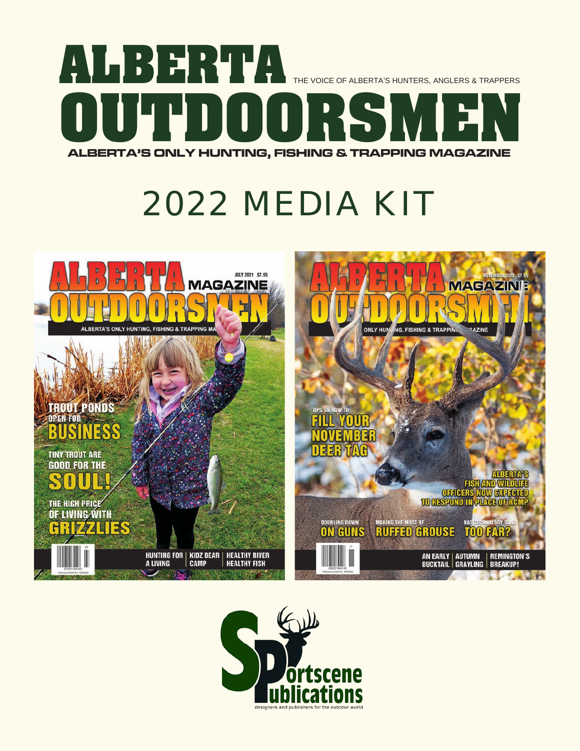# ALBERTA OUTDOORSMEN

THE VOICE OF ALBERTA'S HUNTERS, ANGLERS & TRAPPERS

**ALBERTA'S ONLY HUNTING, FISHING & TRAPPING MAGAZINE**

# 2022 MEDIA KIT

Sportscene Publications

designers and publishers for the outdoor world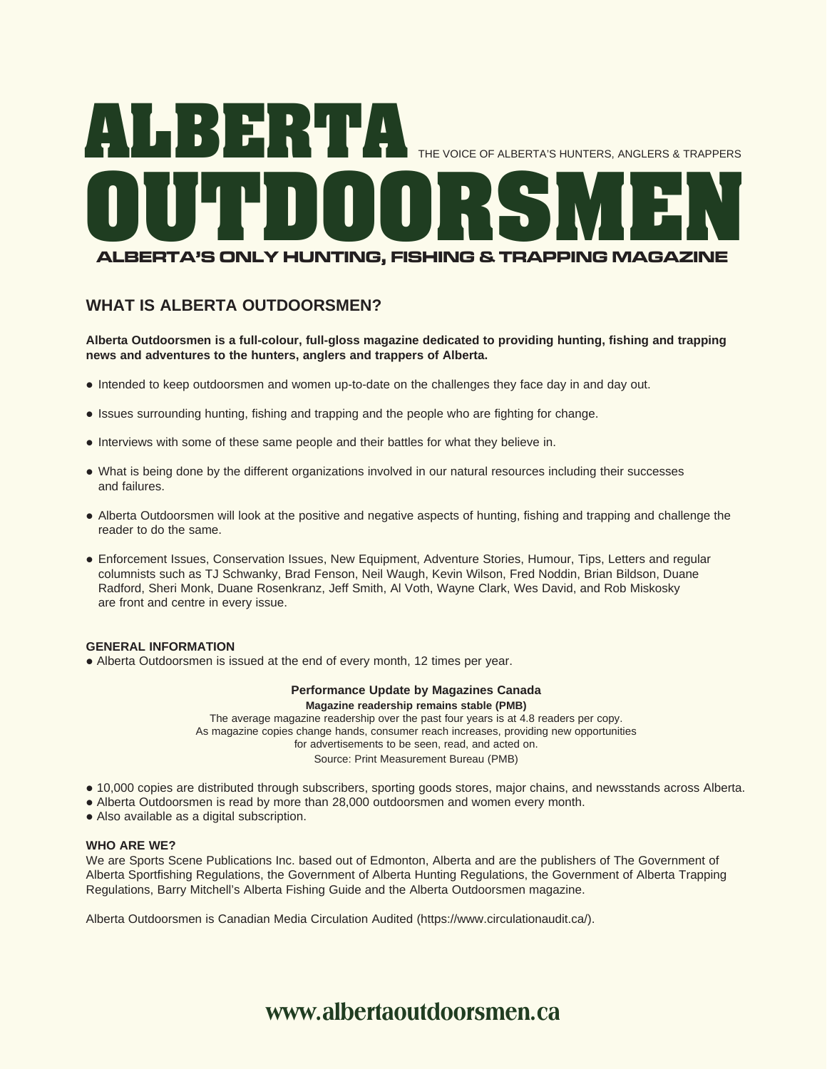# ALBERTA OUTDOORSMEN

THE VOICE OF ALBERTA'S HUNTERS, ANGLERS & TRAPPERS

**ALBERTA'S ONLY HUNTING, FISHING & TRAPPING MAGAZINE**

## WHAT IS ALBERTA OUTDOORSMEN?

**Alberta Outdoorsmen is a full-colour, full-gloss magazine dedicated to providing hunting, fishing and trapping news and adventures to the hunters, anglers and trappers of Alberta.**

- Intended to keep outdoorsmen and women up-to-date on the challenges they face day in and day out.
- Issues surrounding hunting, fishing and trapping and the people who are fighting for change.
- Interviews with some of these same people and their battles for what they believe in.
- What is being done by the different organizations involved in our natural resources including their successes and failures.
- Alberta Outdoorsmen will look at the positive and negative aspects of hunting, fishing and trapping and challenge the reader to do the same.
- Enforcement Issues, Conservation Issues, New Equipment, Adventure Stories, Humour, Tips, Letters and regular columnists such as TJ Schwanky, Brad Fenson, Neil Waugh, Kevin Wilson, Fred Noddin, Brian Bildson, Duane Radford, Sheri Monk, Duane Rosenkranz, Jeff Smith, Al Voth, Wayne Clark, Wes David, and Rob Miskosky are front and centre in every issue.

### GENERAL INFORMATION

- Alberta Outdoorsmen is issued at the end of every month, 12 times per year.

**Performance Update by Magazines Canada**

**Magazine readership remains stable (PMB)**

The average magazine readership over the past four years is at 4.8 readers per copy. As magazine copies change hands, consumer reach increases, providing new opportunities for advertisements to be seen, read, and acted on.

Source: Print Measurement Bureau (PMB)

- 10,000 copies are distributed through subscribers, sporting goods stores, major chains, and newsstands across Alberta.
- Alberta Outdoorsmen is read by more than 28,000 outdoorsmen and women every month.
- Also available as a digital subscription.

### WHO ARE WE?

We are Sports Scene Publications Inc. based out of Edmonton, Alberta and are the publishers of The Government of Alberta Sportfishing Regulations, the Government of Alberta Hunting Regulations, the Government of Alberta Trapping Regulations, Barry Mitchell's Alberta Fishing Guide and the Alberta Outdoorsmen magazine.

Alberta Outdoorsmen is Canadian Media Circulation Audited (https://www.circulationaudit.ca/).

**www.albertaoutdoorsmen.ca**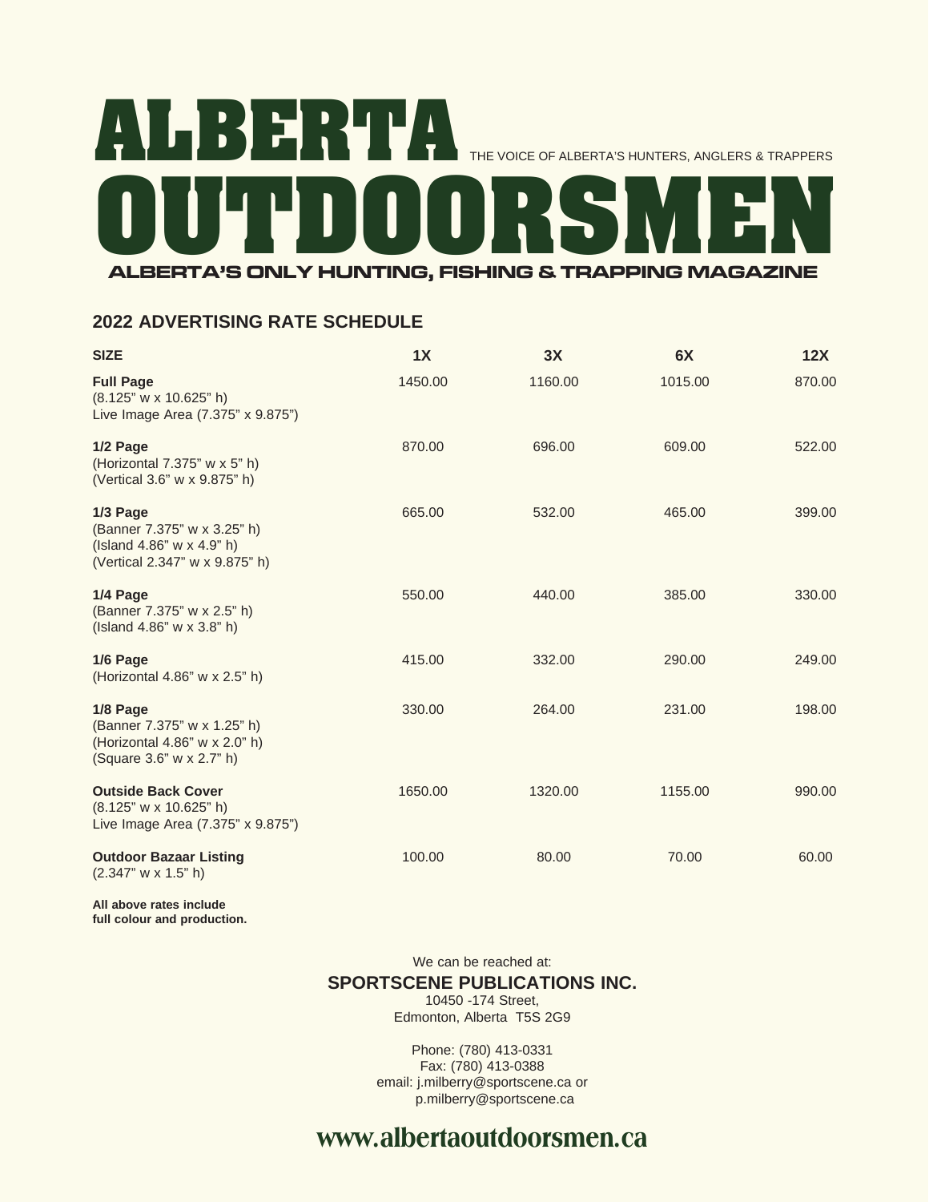# ALBERTA OUTDOORSMEN

THE VOICE OF ALBERTA'S HUNTERS, ANGLERS & TRAPPERS

**ALBERTA'S ONLY HUNTING, FISHING & TRAPPING MAGAZINE**

## 2022 ADVERTISING RATE SCHEDULE

| SIZE | 1X | 3X | 6X | 12X |
|---|---|---|---|---|
| **Full Page**<br>(8.125" w x 10.625" h)<br>Live Image Area (7.375" x 9.875") | 1450.00 | 1160.00 | 1015.00 | 870.00 |
| **1/2 Page**<br>(Horizontal 7.375" w x 5" h)<br>(Vertical 3.6" w x 9.875" h) | 870.00 | 696.00 | 609.00 | 522.00 |
| **1/3 Page**<br>(Banner 7.375" w x 3.25" h)<br>(Island 4.86" w x 4.9" h)<br>(Vertical 2.347" w x 9.875" h) | 665.00 | 532.00 | 465.00 | 399.00 |
| **1/4 Page**<br>(Banner 7.375" w x 2.5" h)<br>(Island 4.86" w x 3.8" h) | 550.00 | 440.00 | 385.00 | 330.00 |
| **1/6 Page**<br>(Horizontal 4.86" w x 2.5" h) | 415.00 | 332.00 | 290.00 | 249.00 |
| **1/8 Page**<br>(Banner 7.375" w x 1.25" h)<br>(Horizontal 4.86" w x 2.0" h)<br>(Square 3.6" w x 2.7" h) | 330.00 | 264.00 | 231.00 | 198.00 |
| **Outside Back Cover**<br>(8.125" w x 10.625" h)<br>Live Image Area (7.375" x 9.875") | 1650.00 | 1320.00 | 1155.00 | 990.00 |
| **Outdoor Bazaar Listing**<br>(2.347" w x 1.5" h) | 100.00 | 80.00 | 70.00 | 60.00 |

**All above rates include full colour and production.**

We can be reached at:

**SPORTSCENE PUBLICATIONS INC.**

10450 -174 Street,
Edmonton, Alberta T5S 2G9

Phone: (780) 413-0331
Fax: (780) 413-0388
email: j.milberry@sportscene.ca or
p.milberry@sportscene.ca

**www.albertaoutdoorsmen.ca**